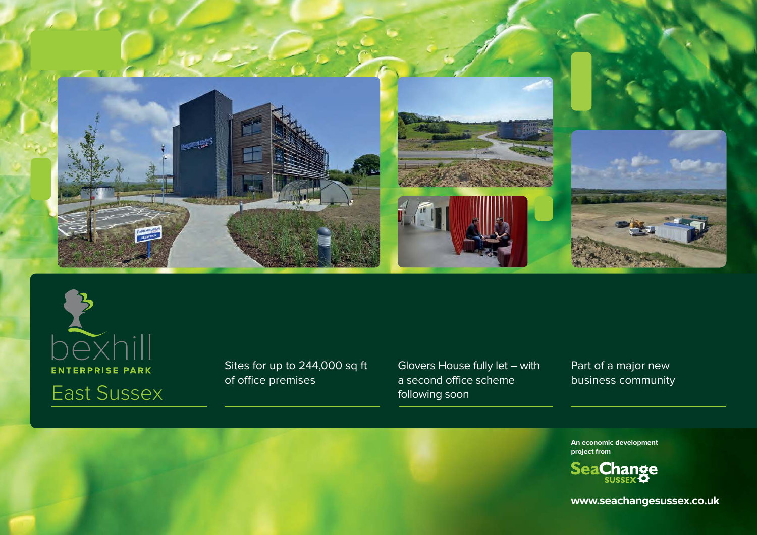# bexhill

## ENTERPRISE PARK

## East Sussex

Sites for up to 244,000 sq ft of office premises

Glovers House fully let – with a second office scheme following soon

Part of a major new business community

**An economic development project from**

**SeaChange SUSSEX**

**www.seachangesussex.co.uk**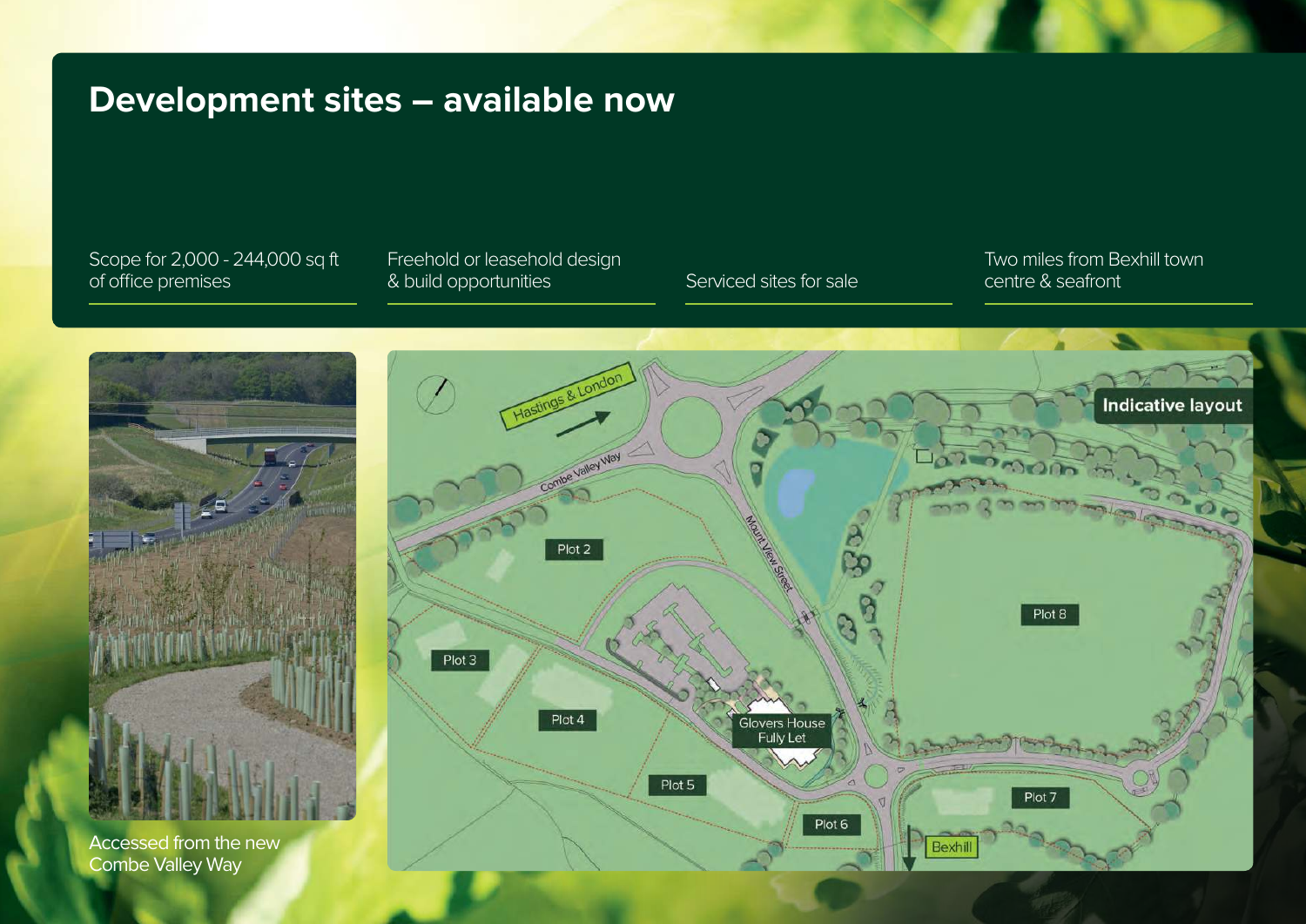# Development sites – available now

Scope for 2,000 - 244,000 sq ft of office premises

Freehold or leasehold design & build opportunities

Serviced sites for sale

Two miles from Bexhill town centre & seafront

Accessed from the new Combe Valley Way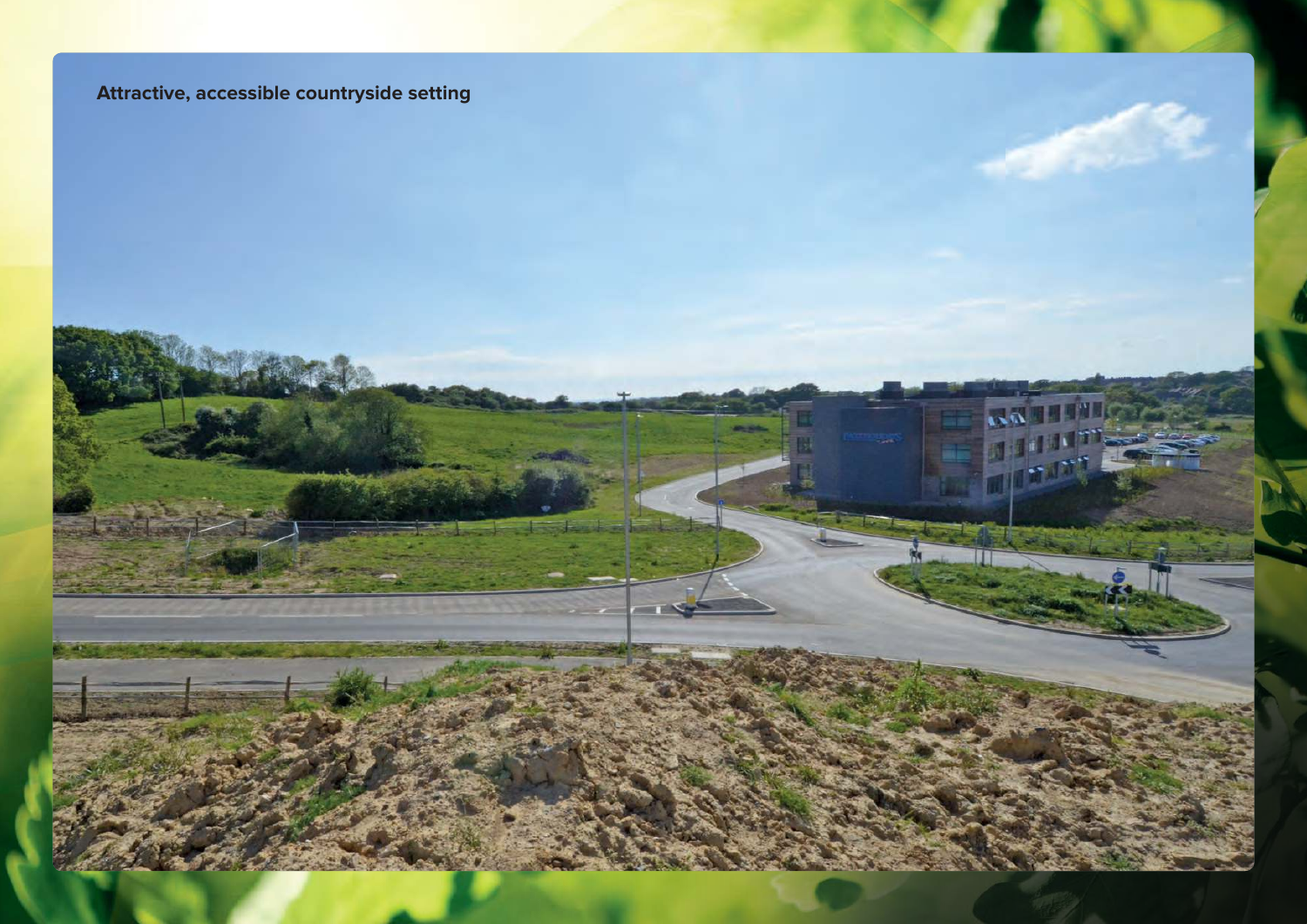**Attractive, accessible countryside setting**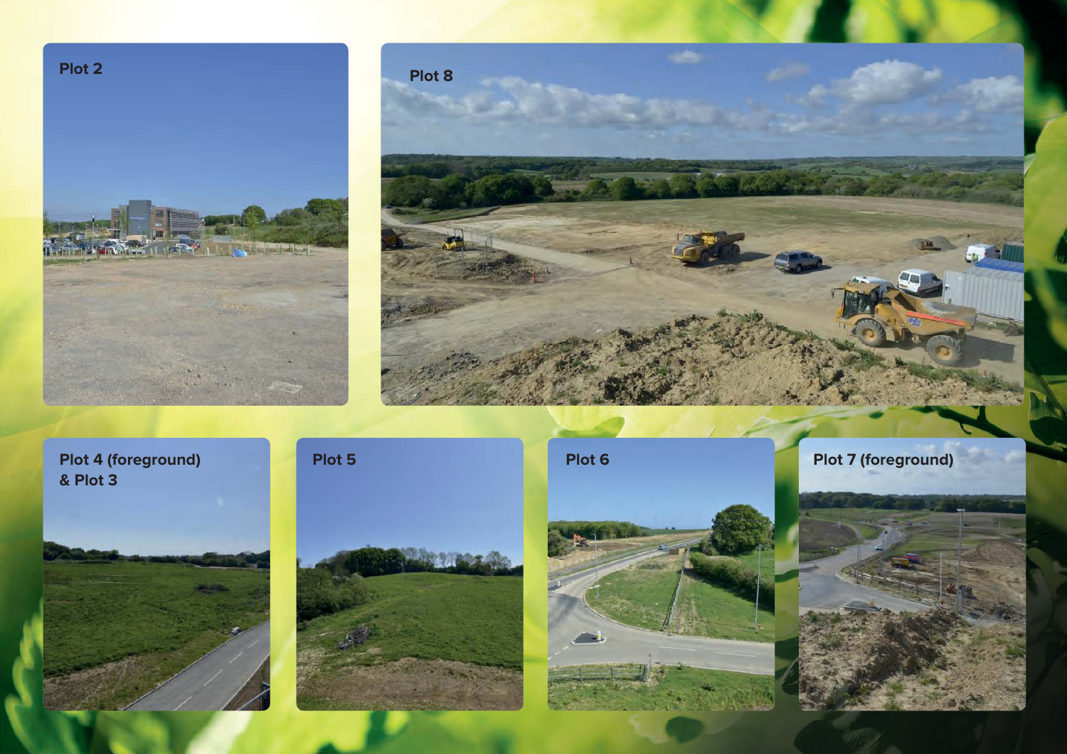Plot 2

Plot 8

Plot 4 (foreground) & Plot 3

Plot 5

Plot 6

Plot 7 (foreground)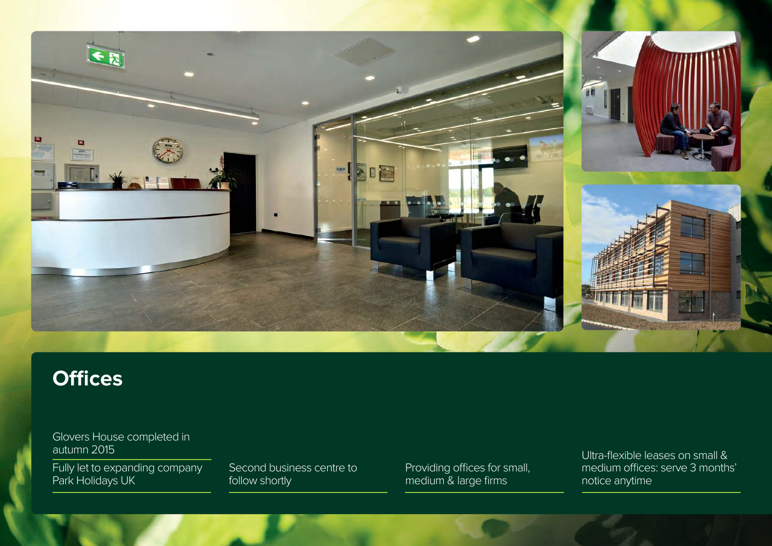# Offices

Glovers House completed in autumn 2015

Fully let to expanding company Park Holidays UK

Second business centre to follow shortly

Providing offices for small, medium & large firms

Ultra-flexible leases on small & medium offices: serve 3 months' notice anytime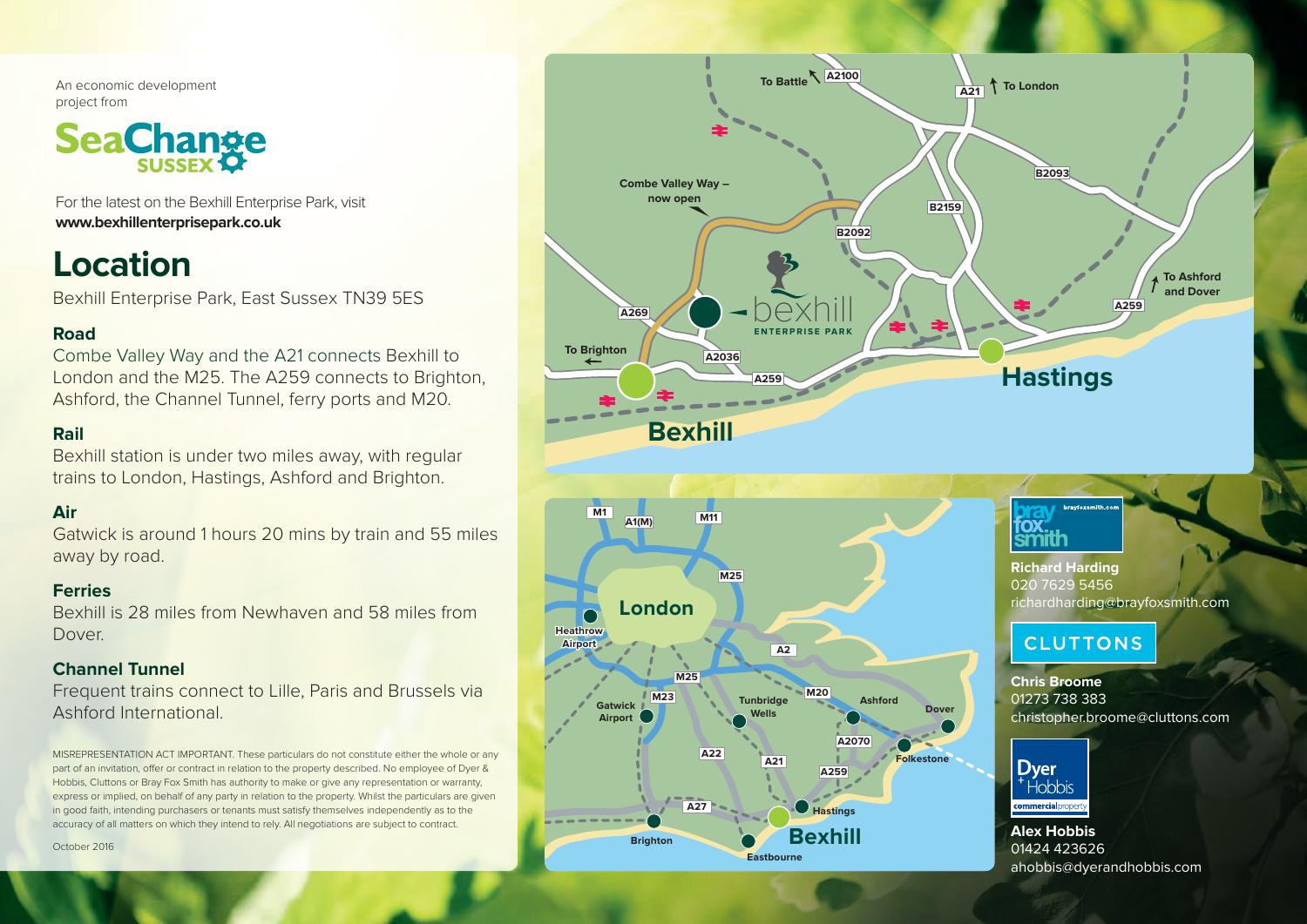An economic development project from

SeaChange SUSSEX

For the latest on the Bexhill Enterprise Park, visit **www.bexhillenterprisepark.co.uk**

# Location

Bexhill Enterprise Park, East Sussex TN39 5ES

### Road

Combe Valley Way and the A21 connects Bexhill to London and the M25. The A259 connects to Brighton, Ashford, the Channel Tunnel, ferry ports and M20.

### Rail

Bexhill station is under two miles away, with regular trains to London, Hastings, Ashford and Brighton.

### Air

Gatwick is around 1 hours 20 mins by train and 55 miles away by road.

### Ferries

Bexhill is 28 miles from Newhaven and 58 miles from Dover.

### Channel Tunnel

Frequent trains connect to Lille, Paris and Brussels via Ashford International.

MISREPRESENTATION ACT IMPORTANT. These particulars do not constitute either the whole or any part of an invitation, offer or contract in relation to the property described. No employee of Dyer & Hobbis, Cluttons or Bray Fox Smith has authority to make or give any representation or warranty, express or implied, on behalf of any party in relation to the property. Whilst the particulars are given in good faith, intending purchasers or tenants must satisfy themselves independently as to the accuracy of all matters on which they intend to rely. All negotiations are subject to contract.

October 2016

To Battle
A2100
A21
To London
B2093
Combe Valley Way – now open
B2159
B2092
bexhill ENTERPRISE PARK
To Ashford and Dover
A259
A269
To Brighton
A2036
A259
Hastings
Bexhill

M1
A1(M)
M11
M25
London
Heathrow Airport
A2
M25
M20
Ashford
Dover
Gatwick Airport
M23
Tunbridge Wells
A2070
Folkestone
A22
A21
A259
A27
Hastings
Brighton
Bexhill
Eastbourne

bray fox smith
brayfoxsmith.com

**Richard Harding**
020 7629 5456
richardharding@brayfoxsmith.com

CLUTTONS

**Chris Broome**
01273 738 383
christopher.broome@cluttons.com

Dyer + Hobbis commercial property

**Alex Hobbis**
01424 423626
ahobbis@dyerandhobbis.com